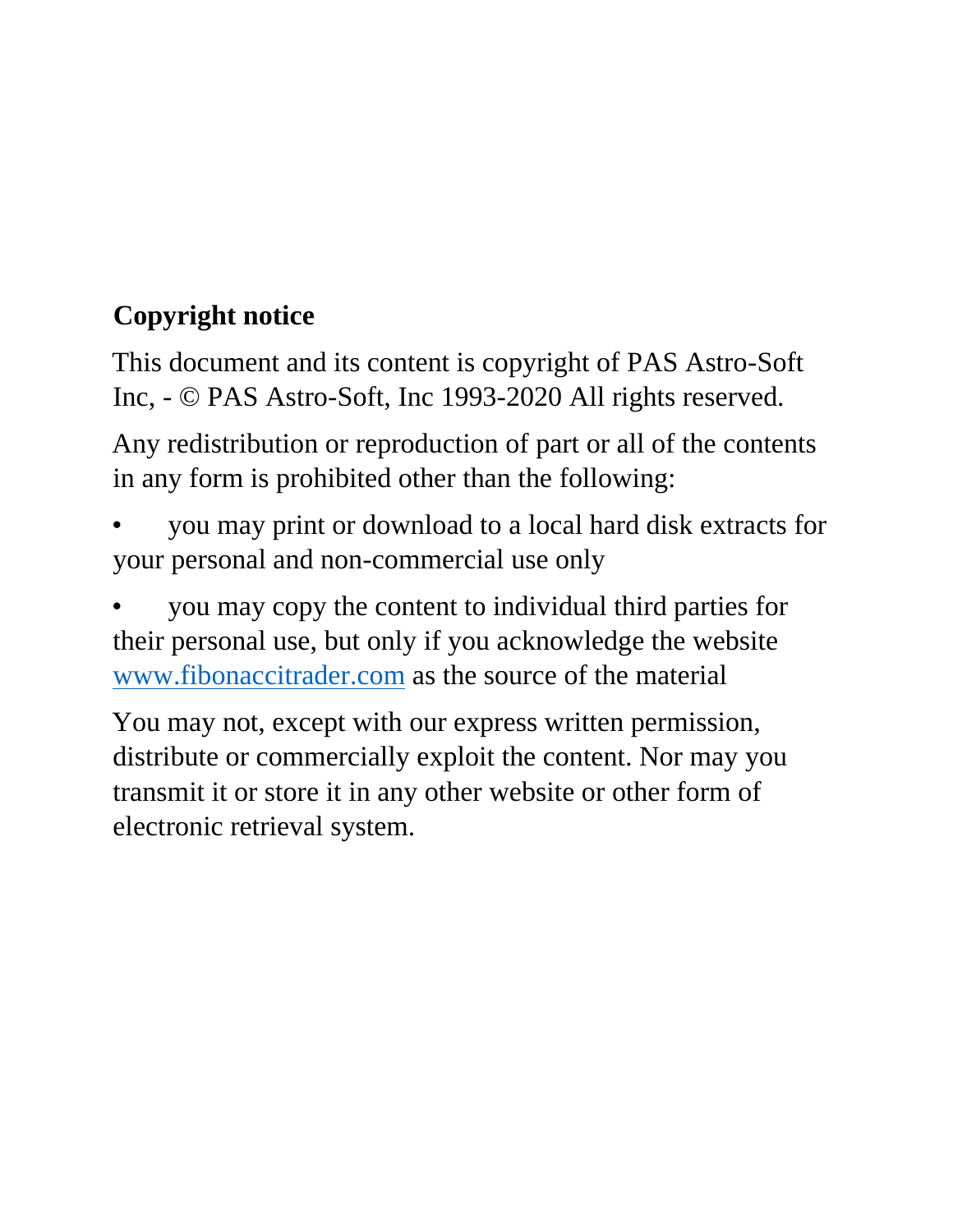**Copyright notice**

This document and its content is copyright of PAS Astro-Soft Inc, - © PAS Astro-Soft, Inc 1993-2020 All rights reserved.

Any redistribution or reproduction of part or all of the contents in any form is prohibited other than the following:

- you may print or download to a local hard disk extracts for your personal and non-commercial use only
- you may copy the content to individual third parties for their personal use, but only if you acknowledge the website www.fibonaccitrader.com as the source of the material

You may not, except with our express written permission, distribute or commercially exploit the content. Nor may you transmit it or store it in any other website or other form of electronic retrieval system.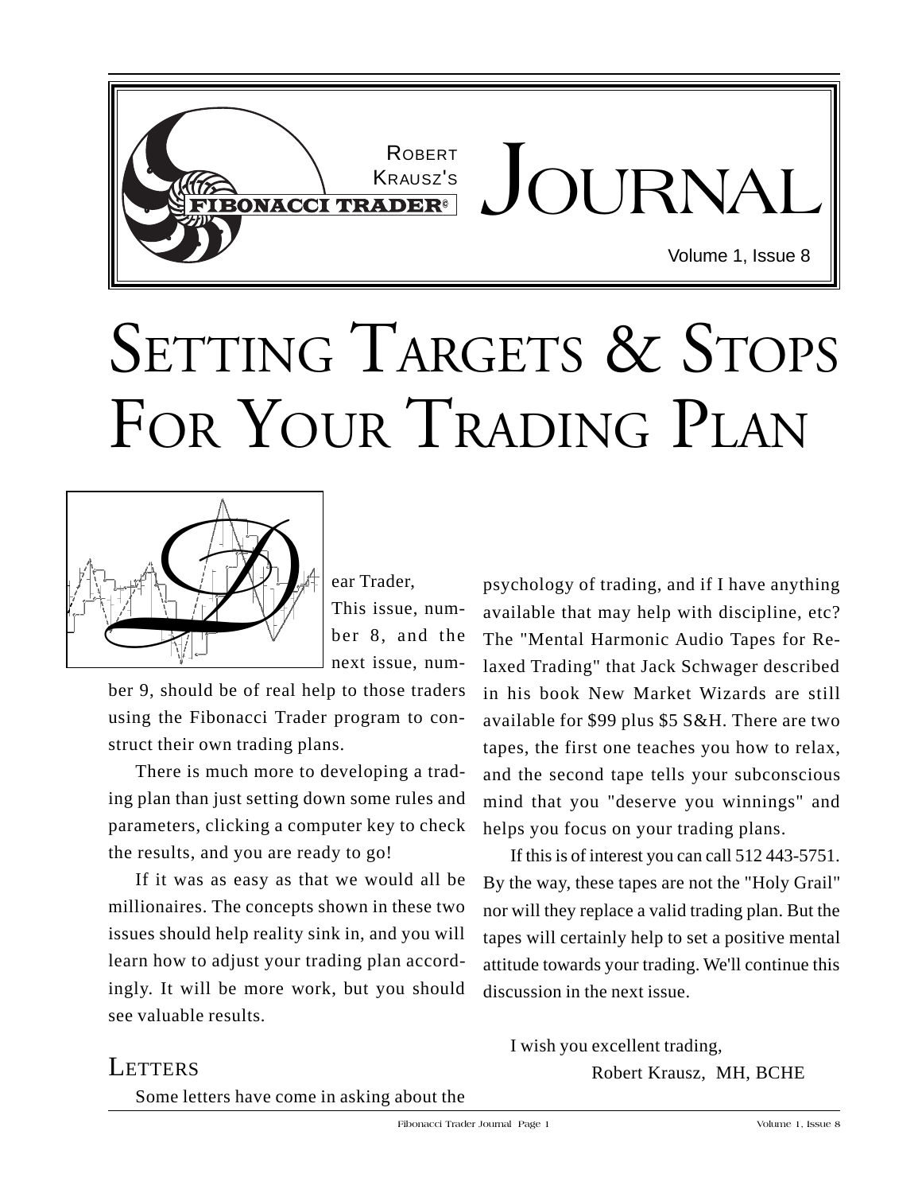# Robert Krausz's Fibonacci Trader® Journal

Volume 1, Issue 8

# Setting Targets & Stops For Your Trading Plan

Dear Trader,

This issue, number 8, and the next issue, number 9, should be of real help to those traders using the Fibonacci Trader program to construct their own trading plans.

There is much more to developing a trading plan than just setting down some rules and parameters, clicking a computer key to check the results, and you are ready to go!

If it was as easy as that we would all be millionaires. The concepts shown in these two issues should help reality sink in, and you will learn how to adjust your trading plan accordingly. It will be more work, but you should see valuable results.

## Letters

Some letters have come in asking about the psychology of trading, and if I have anything available that may help with discipline, etc? The "Mental Harmonic Audio Tapes for Relaxed Trading" that Jack Schwager described in his book New Market Wizards are still available for $99 plus $5 S&H. There are two tapes, the first one teaches you how to relax, and the second tape tells your subconscious mind that you "deserve you winnings" and helps you focus on your trading plans.

If this is of interest you can call 512 443-5751. By the way, these tapes are not the "Holy Grail" nor will they replace a valid trading plan. But the tapes will certainly help to set a positive mental attitude towards your trading. We'll continue this discussion in the next issue.

I wish you excellent trading,

Robert Krausz, MH, BCHE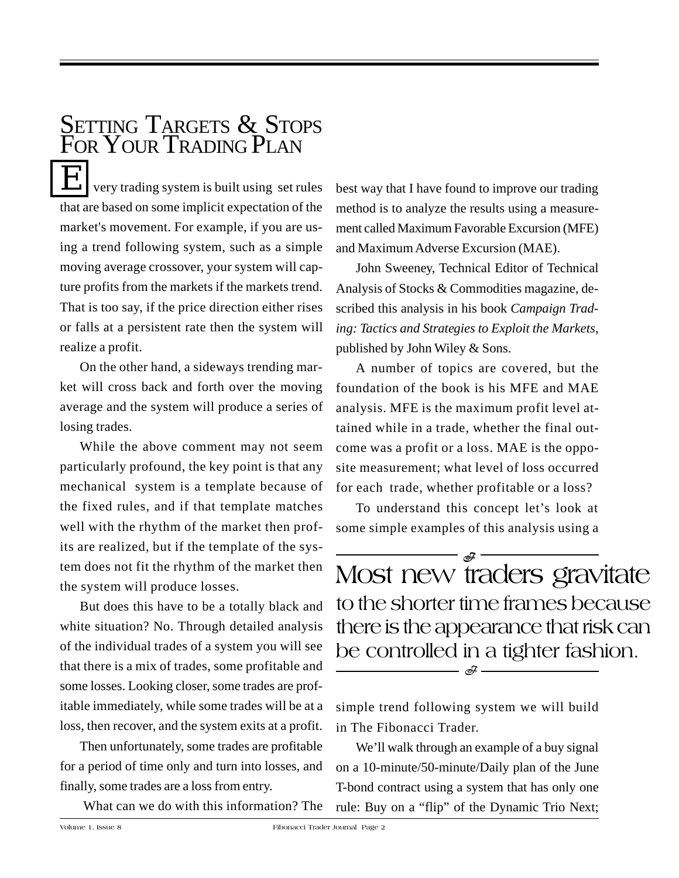# Setting Targets & Stops For Your Trading Plan

Every trading system is built using set rules that are based on some implicit expectation of the market's movement. For example, if you are using a trend following system, such as a simple moving average crossover, your system will capture profits from the markets if the markets trend. That is too say, if the price direction either rises or falls at a persistent rate then the system will realize a profit.

On the other hand, a sideways trending market will cross back and forth over the moving average and the system will produce a series of losing trades.

While the above comment may not seem particularly profound, the key point is that any mechanical system is a template because of the fixed rules, and if that template matches well with the rhythm of the market then profits are realized, but if the template of the system does not fit the rhythm of the market then the system will produce losses.

But does this have to be a totally black and white situation? No. Through detailed analysis of the individual trades of a system you will see that there is a mix of trades, some profitable and some losses. Looking closer, some trades are profitable immediately, while some trades will be at a loss, then recover, and the system exits at a profit.

Then unfortunately, some trades are profitable for a period of time only and turn into losses, and finally, some trades are a loss from entry.

What can we do with this information? The best way that I have found to improve our trading method is to analyze the results using a measurement called Maximum Favorable Excursion (MFE) and Maximum Adverse Excursion (MAE).

John Sweeney, Technical Editor of Technical Analysis of Stocks & Commodities magazine, described this analysis in his book *Campaign Trading: Tactics and Strategies to Exploit the Markets*, published by John Wiley & Sons.

A number of topics are covered, but the foundation of the book is his MFE and MAE analysis. MFE is the maximum profit level attained while in a trade, whether the final outcome was a profit or a loss. MAE is the opposite measurement; what level of loss occurred for each trade, whether profitable or a loss?

To understand this concept let's look at some simple examples of this analysis using a simple trend following system we will build in The Fibonacci Trader.

> Most new traders gravitate to the shorter time frames because there is the appearance that risk can be controlled in a tighter fashion.

We'll walk through an example of a buy signal on a 10-minute/50-minute/Daily plan of the June T-bond contract using a system that has only one rule: Buy on a "flip" of the Dynamic Trio Next;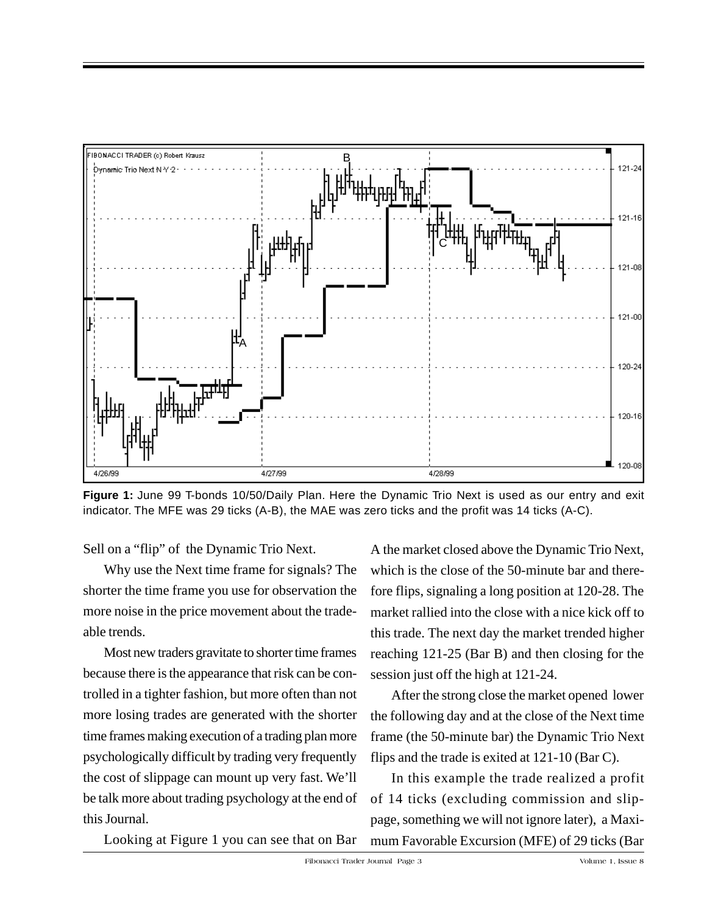**Figure 1:** June 99 T-bonds 10/50/Daily Plan. Here the Dynamic Trio Next is used as our entry and exit indicator. The MFE was 29 ticks (A-B), the MAE was zero ticks and the profit was 14 ticks (A-C).

Sell on a "flip" of the Dynamic Trio Next.

Why use the Next time frame for signals? The shorter the time frame you use for observation the more noise in the price movement about the tradeable trends.

Most new traders gravitate to shorter time frames because there is the appearance that risk can be controlled in a tighter fashion, but more often than not more losing trades are generated with the shorter time frames making execution of a trading plan more psychologically difficult by trading very frequently the cost of slippage can mount up very fast. We'll be talk more about trading psychology at the end of this Journal.

Looking at Figure 1 you can see that on Bar A the market closed above the Dynamic Trio Next, which is the close of the 50-minute bar and therefore flips, signaling a long position at 120-28. The market rallied into the close with a nice kick off to this trade. The next day the market trended higher reaching 121-25 (Bar B) and then closing for the session just off the high at 121-24.

After the strong close the market opened lower the following day and at the close of the Next time frame (the 50-minute bar) the Dynamic Trio Next flips and the trade is exited at 121-10 (Bar C).

In this example the trade realized a profit of 14 ticks (excluding commission and slippage, something we will not ignore later), a Maximum Favorable Excursion (MFE) of 29 ticks (Bar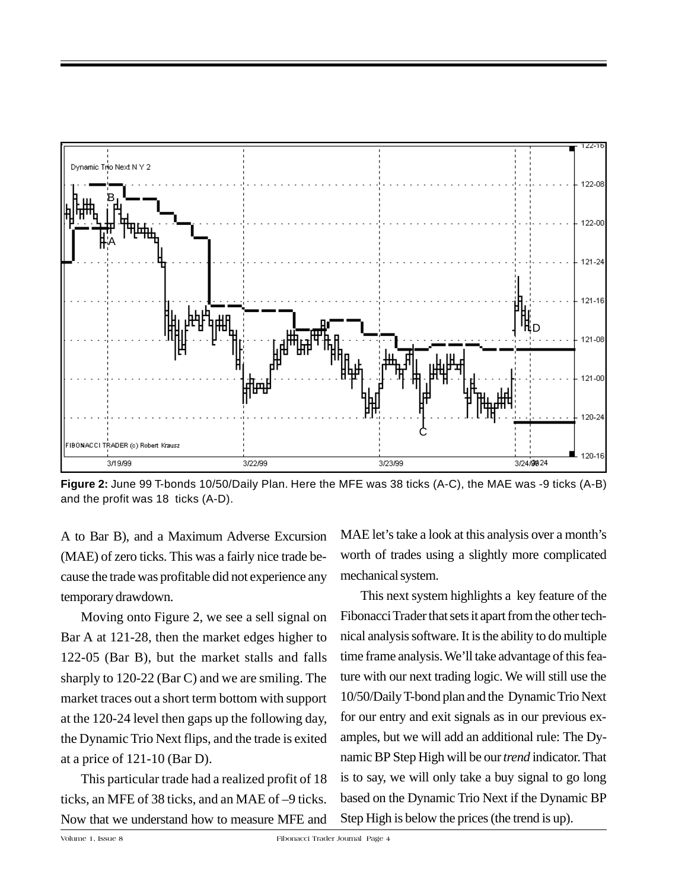**Figure 2:** June 99 T-bonds 10/50/Daily Plan. Here the MFE was 38 ticks (A-C), the MAE was -9 ticks (A-B) and the profit was 18 ticks (A-D).

A to Bar B), and a Maximum Adverse Excursion (MAE) of zero ticks. This was a fairly nice trade because the trade was profitable did not experience any temporary drawdown.

Moving onto Figure 2, we see a sell signal on Bar A at 121-28, then the market edges higher to 122-05 (Bar B), but the market stalls and falls sharply to 120-22 (Bar C) and we are smiling. The market traces out a short term bottom with support at the 120-24 level then gaps up the following day, the Dynamic Trio Next flips, and the trade is exited at a price of 121-10 (Bar D).

This particular trade had a realized profit of 18 ticks, an MFE of 38 ticks, and an MAE of –9 ticks. Now that we understand how to measure MFE and MAE let's take a look at this analysis over a month's worth of trades using a slightly more complicated mechanical system.

This next system highlights a key feature of the Fibonacci Trader that sets it apart from the other technical analysis software. It is the ability to do multiple time frame analysis. We'll take advantage of this feature with our next trading logic. We will still use the 10/50/Daily T-bond plan and the Dynamic Trio Next for our entry and exit signals as in our previous examples, but we will add an additional rule: The Dynamic BP Step High will be our *trend* indicator. That is to say, we will only take a buy signal to go long based on the Dynamic Trio Next if the Dynamic BP Step High is below the prices (the trend is up).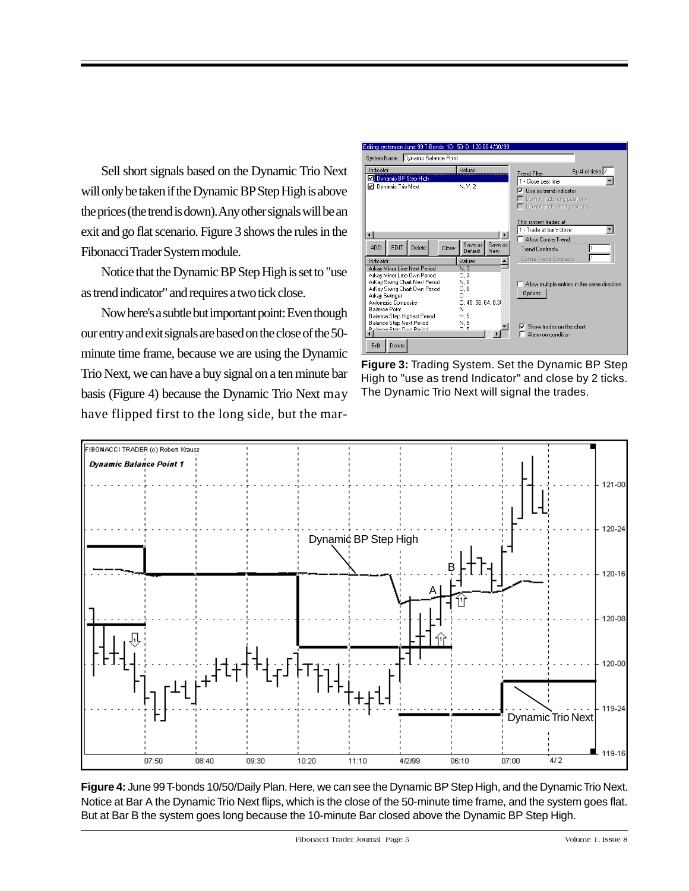Sell short signals based on the Dynamic Trio Next will only be taken if the Dynamic BP Step High is above the prices (the trend is down). Any other signals will be an exit and go flat scenario. Figure 3 shows the rules in the Fibonacci Trader System module.

Notice that the Dynamic BP Step High is set to "use as trend indicator" and requires a two tick close.

Now here's a subtle but important point: Even though our entry and exit signals are based on the close of the 50-minute time frame, because we are using the Dynamic Trio Next, we can have a buy signal on a ten minute bar basis (Figure 4) because the Dynamic Trio Next may have flipped first to the long side, but the mar-

**Figure 3:** Trading System. Set the Dynamic BP Step High to "use as trend Indicator" and close by 2 ticks. The Dynamic Trio Next will signal the trades.

**Figure 4:** June 99 T-bonds 10/50/Daily Plan. Here, we can see the Dynamic BP Step High, and the Dynamic Trio Next. Notice at Bar A the Dynamic Trio Next flips, which is the close of the 50-minute time frame, and the system goes flat. But at Bar B the system goes long because the 10-minute Bar closed above the Dynamic BP Step High.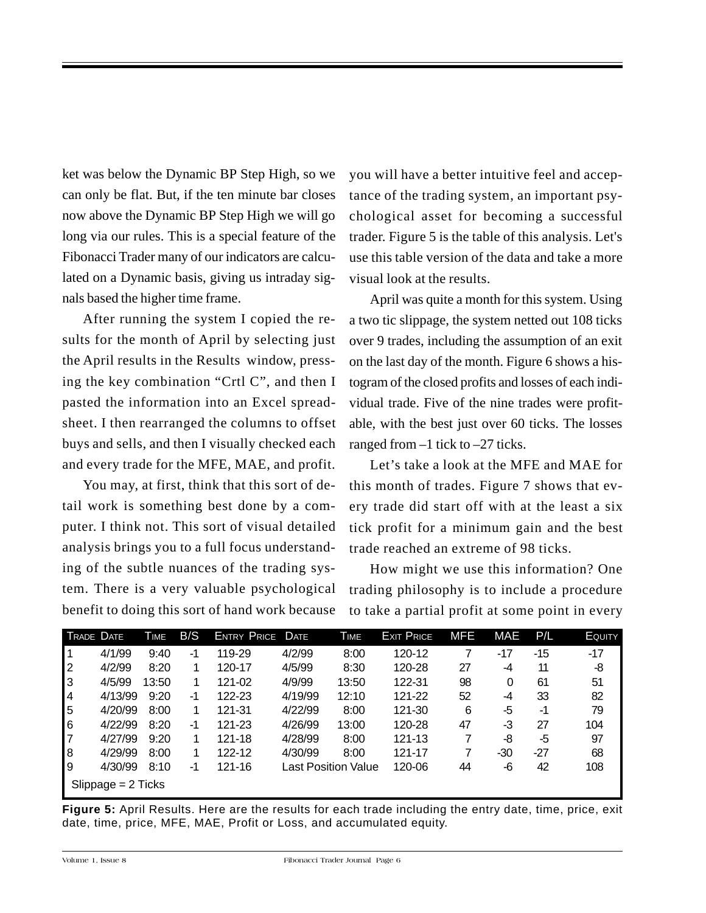ket was below the Dynamic BP Step High, so we can only be flat. But, if the ten minute bar closes now above the Dynamic BP Step High we will go long via our rules. This is a special feature of the Fibonacci Trader many of our indicators are calculated on a Dynamic basis, giving us intraday signals based the higher time frame.

After running the system I copied the results for the month of April by selecting just the April results in the Results window, pressing the key combination “Crtl C”, and then I pasted the information into an Excel spreadsheet. I then rearranged the columns to offset buys and sells, and then I visually checked each and every trade for the MFE, MAE, and profit.

You may, at first, think that this sort of detail work is something best done by a computer. I think not. This sort of visual detailed analysis brings you to a full focus understanding of the subtle nuances of the trading system. There is a very valuable psychological benefit to doing this sort of hand work because you will have a better intuitive feel and acceptance of the trading system, an important psychological asset for becoming a successful trader. Figure 5 is the table of this analysis. Let's use this table version of the data and take a more visual look at the results.

April was quite a month for this system. Using a two tic slippage, the system netted out 108 ticks over 9 trades, including the assumption of an exit on the last day of the month. Figure 6 shows a histogram of the closed profits and losses of each individual trade. Five of the nine trades were profitable, with the best just over 60 ticks. The losses ranged from –1 tick to –27 ticks.

Let’s take a look at the MFE and MAE for this month of trades. Figure 7 shows that every trade did start off with at the least a six tick profit for a minimum gain and the best trade reached an extreme of 98 ticks.

How might we use this information? One trading philosophy is to include a procedure to take a partial profit at some point in every

| Trade | Date | Time | B/S | Entry Price | Date | Time | Exit Price | MFE | MAE | P/L | Equity |
|---|---|---|---|---|---|---|---|---|---|---|---|
| 1 | 4/1/99 | 9:40 | -1 | 119-29 | 4/2/99 | 8:00 | 120-12 | 7 | -17 | -15 | -17 |
| 2 | 4/2/99 | 8:20 | 1 | 120-17 | 4/5/99 | 8:30 | 120-28 | 27 | -4 | 11 | -8 |
| 3 | 4/5/99 | 13:50 | 1 | 121-02 | 4/9/99 | 13:50 | 122-31 | 98 | 0 | 61 | 51 |
| 4 | 4/13/99 | 9:20 | -1 | 122-23 | 4/19/99 | 12:10 | 121-22 | 52 | -4 | 33 | 82 |
| 5 | 4/20/99 | 8:00 | 1 | 121-31 | 4/22/99 | 8:00 | 121-30 | 6 | -5 | -1 | 79 |
| 6 | 4/22/99 | 8:20 | -1 | 121-23 | 4/26/99 | 13:00 | 120-28 | 47 | -3 | 27 | 104 |
| 7 | 4/27/99 | 9:20 | 1 | 121-18 | 4/28/99 | 8:00 | 121-13 | 7 | -8 | -5 | 97 |
| 8 | 4/29/99 | 8:00 | 1 | 122-12 | 4/30/99 | 8:00 | 121-17 | 7 | -30 | -27 | 68 |
| 9 | 4/30/99 | 8:10 | -1 | 121-16 | Last Position Value | | 120-06 | 44 | -6 | 42 | 108 |

Slippage = 2 Ticks

**Figure 5:** April Results. Here are the results for each trade including the entry date, time, price, exit date, time, price, MFE, MAE, Profit or Loss, and accumulated equity.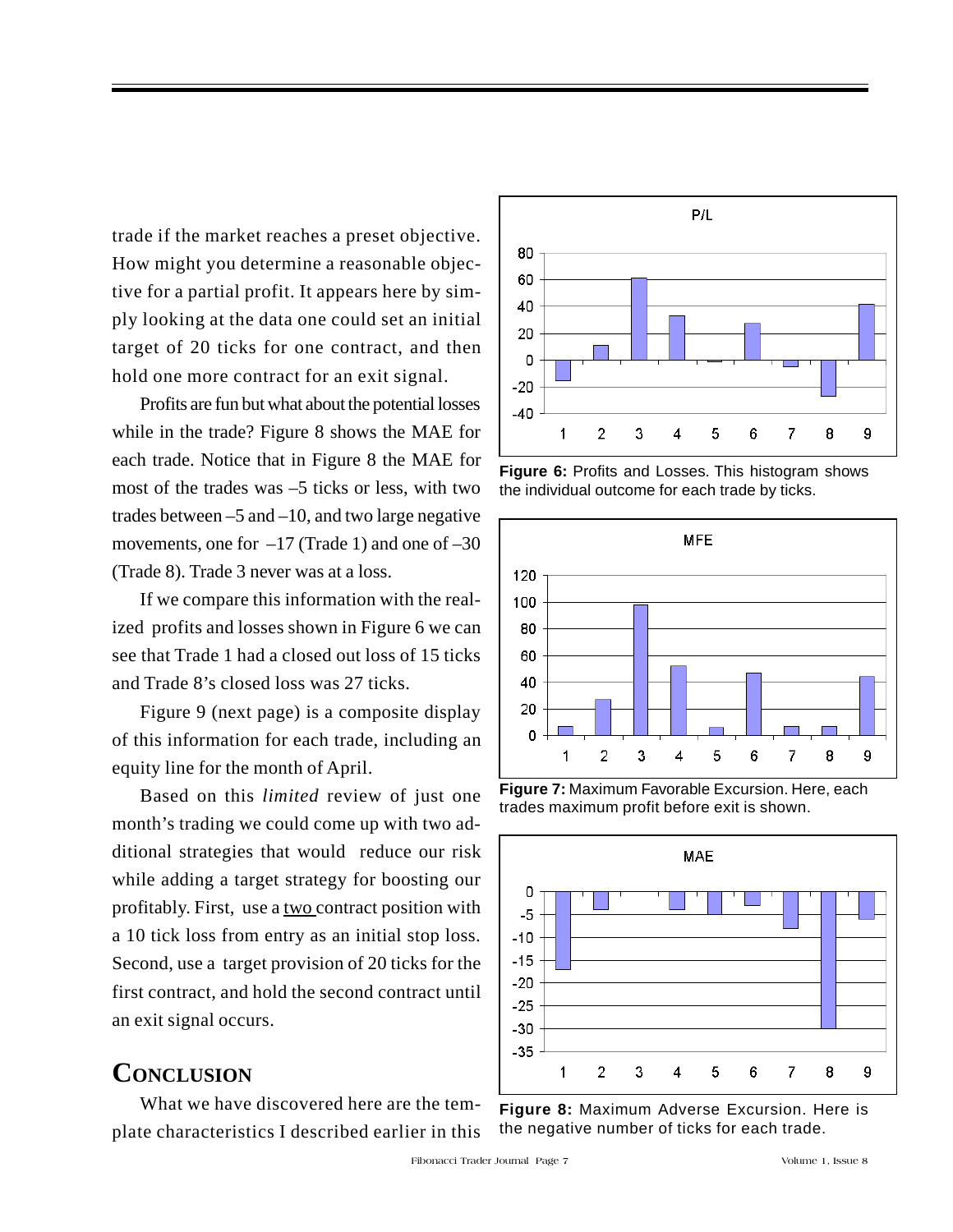trade if the market reaches a preset objective. How might you determine a reasonable objective for a partial profit. It appears here by simply looking at the data one could set an initial target of 20 ticks for one contract, and then hold one more contract for an exit signal.

Profits are fun but what about the potential losses while in the trade? Figure 8 shows the MAE for each trade. Notice that in Figure 8 the MAE for most of the trades was –5 ticks or less, with two trades between –5 and –10, and two large negative movements, one for –17 (Trade 1) and one of –30 (Trade 8). Trade 3 never was at a loss.

If we compare this information with the realized profits and losses shown in Figure 6 we can see that Trade 1 had a closed out loss of 15 ticks and Trade 8's closed loss was 27 ticks.

Figure 9 (next page) is a composite display of this information for each trade, including an equity line for the month of April.

Based on this *limited* review of just one month's trading we could come up with two additional strategies that would reduce our risk while adding a target strategy for boosting our profitably. First, use a two contract position with a 10 tick loss from entry as an initial stop loss. Second, use a target provision of 20 ticks for the first contract, and hold the second contract until an exit signal occurs.

## Conclusion

What we have discovered here are the template characteristics I described earlier in this

**Figure 6:** Profits and Losses. This histogram shows the individual outcome for each trade by ticks.

**Figure 7:** Maximum Favorable Excursion. Here, each trades maximum profit before exit is shown.

**Figure 8:** Maximum Adverse Excursion. Here is the negative number of ticks for each trade.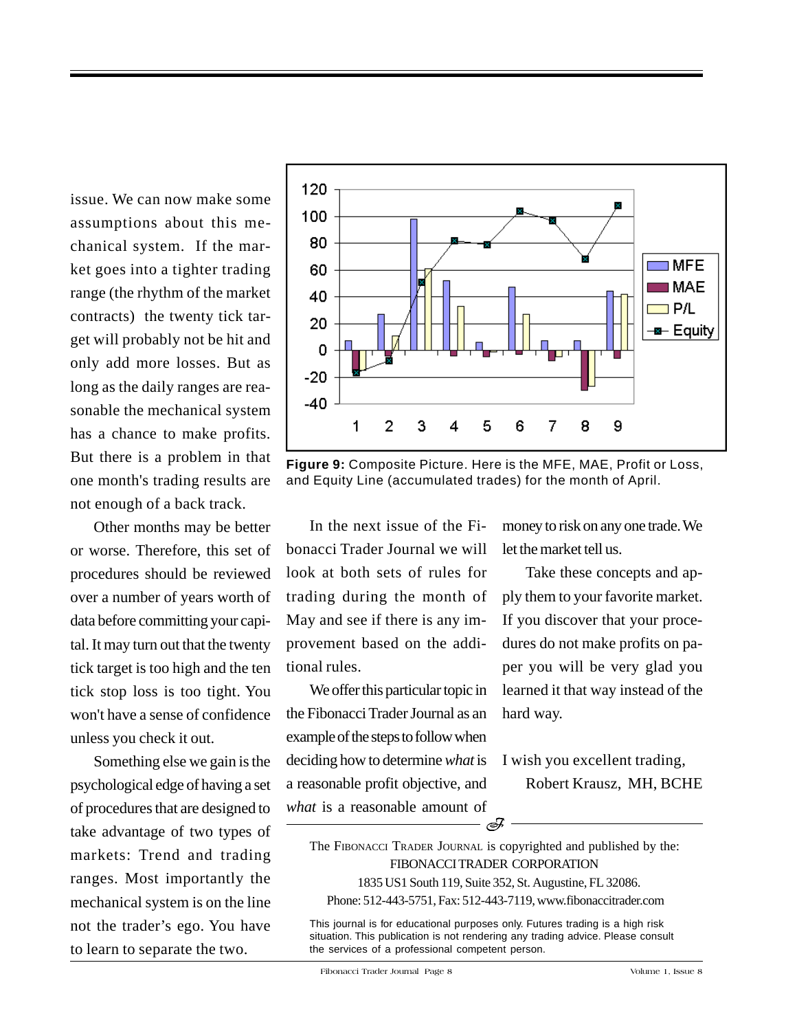issue. We can now make some assumptions about this mechanical system. If the market goes into a tighter trading range (the rhythm of the market contracts) the twenty tick target will probably not be hit and only add more losses. But as long as the daily ranges are reasonable the mechanical system has a chance to make profits. But there is a problem in that one month's trading results are not enough of a back track.

Other months may be better or worse. Therefore, this set of procedures should be reviewed over a number of years worth of data before committing your capital. It may turn out that the twenty tick target is too high and the ten tick stop loss is too tight. You won't have a sense of confidence unless you check it out.

Something else we gain is the psychological edge of having a set of procedures that are designed to take advantage of two types of markets: Trend and trading ranges. Most importantly the mechanical system is on the line not the trader's ego. You have to learn to separate the two.

120
100
80
60
40
20
0
-20
-40
1 2 3 4 5 6 7 8 9
MFE
MAE
P/L
Equity

**Figure 9:** Composite Picture. Here is the MFE, MAE, Profit or Loss, and Equity Line (accumulated trades) for the month of April.

In the next issue of the Fibonacci Trader Journal we will look at both sets of rules for trading during the month of May and see if there is any improvement based on the additional rules.

We offer this particular topic in the Fibonacci Trader Journal as an example of the steps to follow when deciding how to determine *what* is a reasonable profit objective, and *what* is a reasonable amount of money to risk on any one trade. We let the market tell us.

Take these concepts and apply them to your favorite market. If you discover that your procedures do not make profits on paper you will be very glad you learned it that way instead of the hard way.

I wish you excellent trading,

Robert Krausz, MH, BCHE

---

The FIBONACCI TRADER JOURNAL is copyrighted and published by the:
FIBONACCI TRADER CORPORATION
1835 US1 South 119, Suite 352, St. Augustine, FL 32086.
Phone: 512-443-5751, Fax: 512-443-7119, www.fibonaccitrader.com

This journal is for educational purposes only. Futures trading is a high risk situation. This publication is not rendering any trading advice. Please consult the services of a professional competent person.